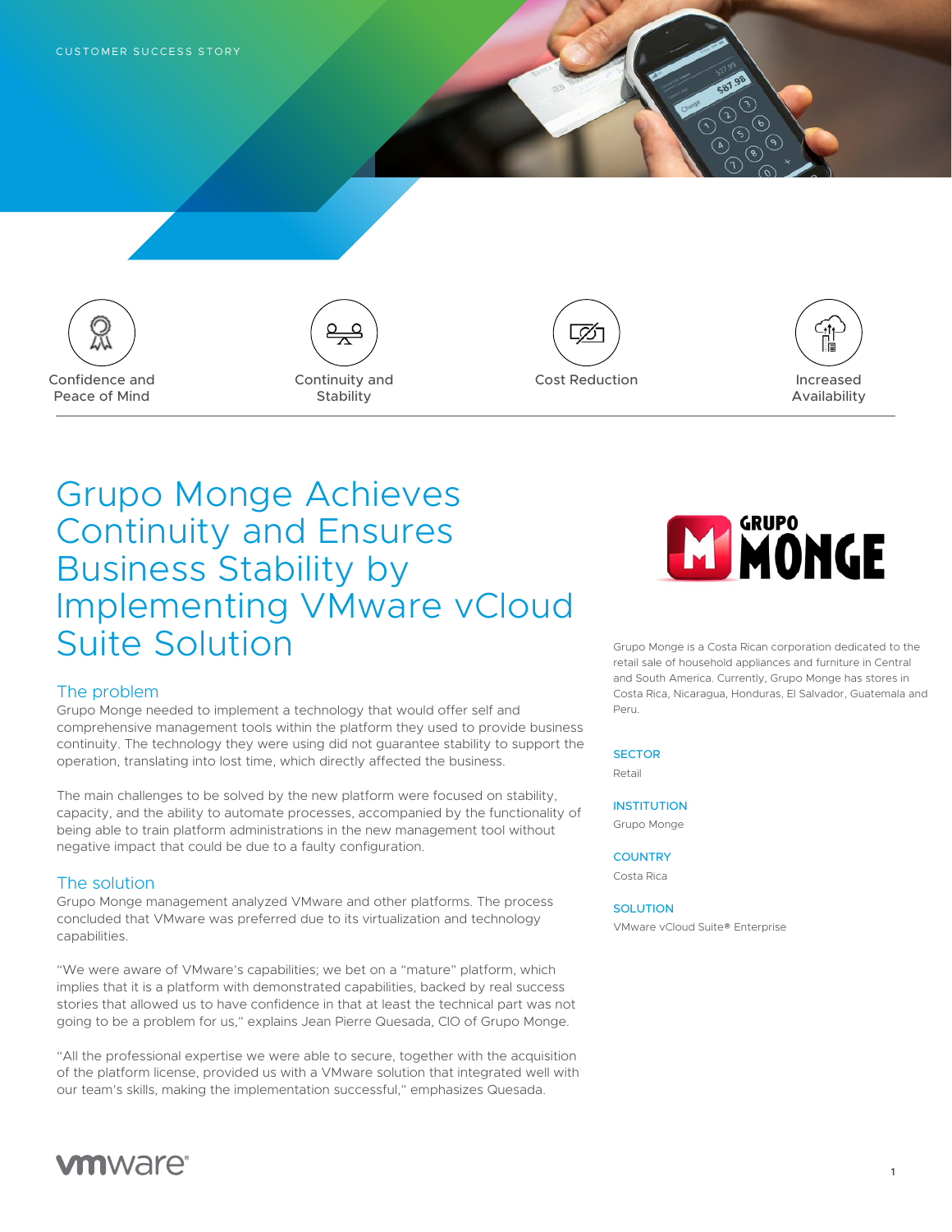CUSTOMER SUCCESS STORY

Confidence and Peace of Mind | Continuity and Stability | Cost Reduction | Increased Availability

# Grupo Monge Achieves Continuity and Ensures Business Stability by Implementing VMware vCloud Suite Solution

Grupo Monge is a Costa Rican corporation dedicated to the retail sale of household appliances and furniture in Central and South America. Currently, Grupo Monge has stores in Costa Rica, Nicaragua, Honduras, El Salvador, Guatemala and Peru.

**SECTOR**
Retail

**INSTITUTION**
Grupo Monge

**COUNTRY**
Costa Rica

**SOLUTION**
VMware vCloud Suite® Enterprise

## The problem

Grupo Monge needed to implement a technology that would offer self and comprehensive management tools within the platform they used to provide business continuity. The technology they were using did not guarantee stability to support the operation, translating into lost time, which directly affected the business.

The main challenges to be solved by the new platform were focused on stability, capacity, and the ability to automate processes, accompanied by the functionality of being able to train platform administrations in the new management tool without negative impact that could be due to a faulty configuration.

## The solution

Grupo Monge management analyzed VMware and other platforms. The process concluded that VMware was preferred due to its virtualization and technology capabilities.

"We were aware of VMware's capabilities; we bet on a "mature" platform, which implies that it is a platform with demonstrated capabilities, backed by real success stories that allowed us to have confidence in that at least the technical part was not going to be a problem for us," explains Jean Pierre Quesada, CIO of Grupo Monge.

"All the professional expertise we were able to secure, together with the acquisition of the platform license, provided us with a VMware solution that integrated well with our team's skills, making the implementation successful," emphasizes Quesada.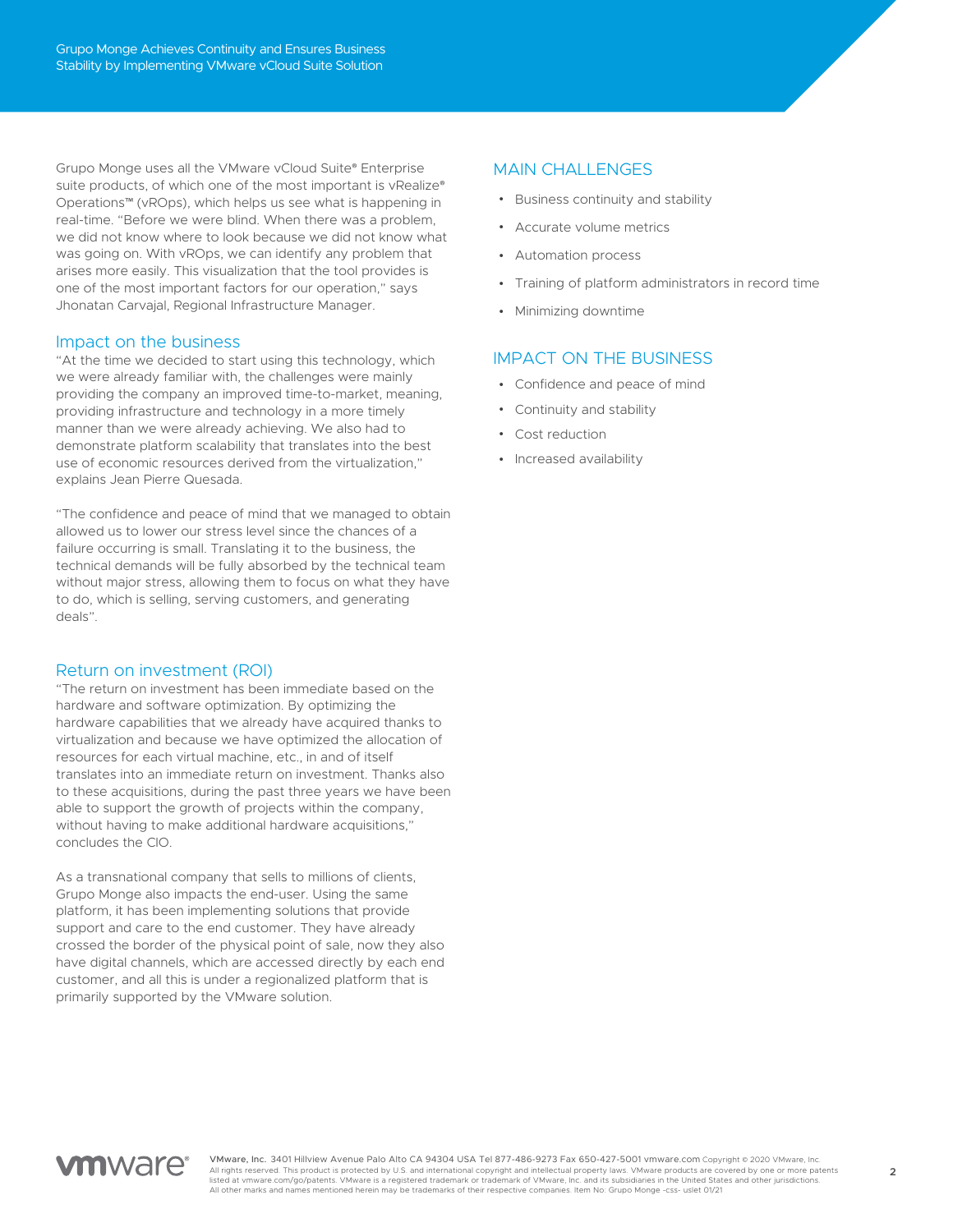Grupo Monge uses all the VMware vCloud Suite® Enterprise suite products, of which one of the most important is vRealize® Operations™ (vROps), which helps us see what is happening in real-time. "Before we were blind. When there was a problem, we did not know where to look because we did not know what was going on. With vROps, we can identify any problem that arises more easily. This visualization that the tool provides is one of the most important factors for our operation," says Jhonatan Carvajal, Regional Infrastructure Manager.

## Impact on the business

"At the time we decided to start using this technology, which we were already familiar with, the challenges were mainly providing the company an improved time-to-market, meaning, providing infrastructure and technology in a more timely manner than we were already achieving. We also had to demonstrate platform scalability that translates into the best use of economic resources derived from the virtualization," explains Jean Pierre Quesada.

"The confidence and peace of mind that we managed to obtain allowed us to lower our stress level since the chances of a failure occurring is small. Translating it to the business, the technical demands will be fully absorbed by the technical team without major stress, allowing them to focus on what they have to do, which is selling, serving customers, and generating deals".

## Return on investment (ROI)

"The return on investment has been immediate based on the hardware and software optimization. By optimizing the hardware capabilities that we already have acquired thanks to virtualization and because we have optimized the allocation of resources for each virtual machine, etc., in and of itself translates into an immediate return on investment. Thanks also to these acquisitions, during the past three years we have been able to support the growth of projects within the company, without having to make additional hardware acquisitions," concludes the CIO.

As a transnational company that sells to millions of clients, Grupo Monge also impacts the end-user. Using the same platform, it has been implementing solutions that provide support and care to the end customer. They have already crossed the border of the physical point of sale, now they also have digital channels, which are accessed directly by each end customer, and all this is under a regionalized platform that is primarily supported by the VMware solution.

## MAIN CHALLENGES

- Business continuity and stability
- Accurate volume metrics
- Automation process
- Training of platform administrators in record time
- Minimizing downtime

## IMPACT ON THE BUSINESS

- Confidence and peace of mind
- Continuity and stability
- Cost reduction
- Increased availability

VMware, Inc. 3401 Hillview Avenue Palo Alto CA 94304 USA Tel 877-486-9273 Fax 650-427-5001 vmware.com Copyright © 2020 VMware, Inc. All rights reserved. This product is protected by U.S. and international copyright and intellectual property laws. VMware products are covered by one or more patents listed at vmware.com/go/patents. VMware is a registered trademark or trademark of VMware, Inc. and its subsidiaries in the United States and other jurisdictions. All other marks and names mentioned herein may be trademarks of their respective companies. Item No: Grupo Monge -css- uslet 01/21